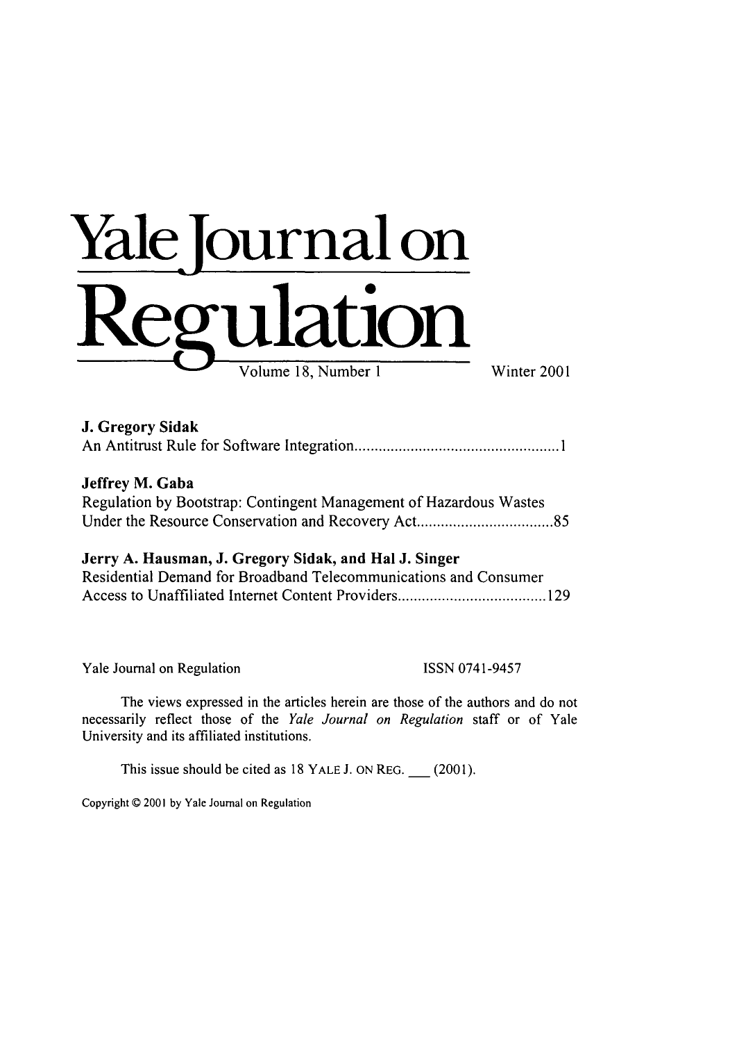# Yale Journal on Regulation

Volume 18, Number 1 — Winter 2001

**J. Gregory Sidak**
An Antitrust Rule for Software Integration .................................................. 1

**Jeffrey M. Gaba**
Regulation by Bootstrap: Contingent Management of Hazardous Wastes Under the Resource Conservation and Recovery Act .................................. 85

**Jerry A. Hausman, J. Gregory Sidak, and Hal J. Singer**
Residential Demand for Broadband Telecommunications and Consumer Access to Unaffiliated Internet Content Providers ..................................... 129

Yale Journal on Regulation — ISSN 0741-9457

The views expressed in the articles herein are those of the authors and do not necessarily reflect those of the *Yale Journal on Regulation* staff or of Yale University and its affiliated institutions.

This issue should be cited as 18 YALE J. ON REG. ___ (2001).

Copyright © 2001 by Yale Journal on Regulation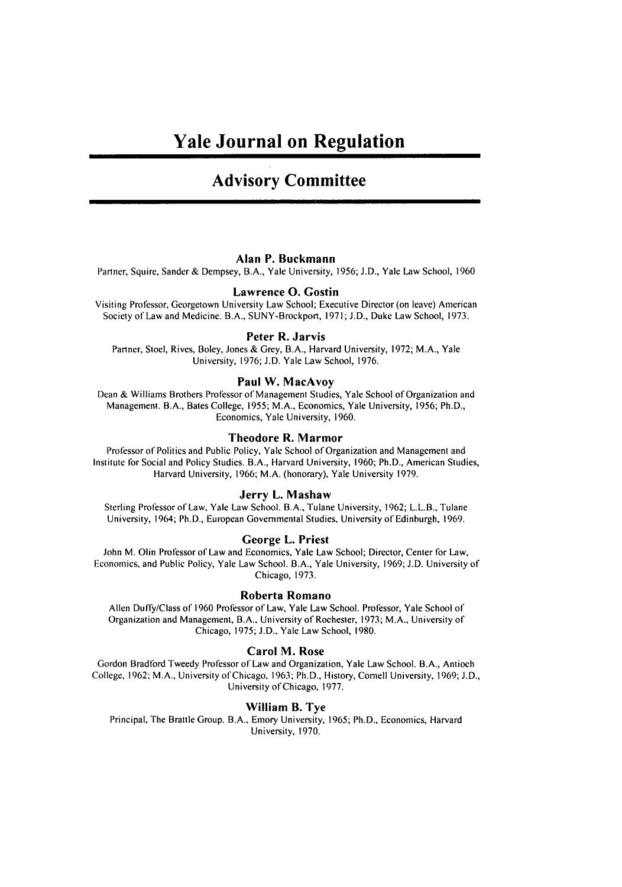# Yale Journal on Regulation

## Advisory Committee

**Alan P. Buckmann**
Partner, Squire, Sander & Dempsey, B.A., Yale University, 1956; J.D., Yale Law School, 1960

**Lawrence O. Gostin**
Visiting Professor, Georgetown University Law School; Executive Director (on leave) American Society of Law and Medicine. B.A., SUNY-Brockport, 1971; J.D., Duke Law School, 1973.

**Peter R. Jarvis**
Partner, Stoel, Rives, Boley, Jones & Grey, B.A., Harvard University, 1972; M.A., Yale University, 1976; J.D. Yale Law School, 1976.

**Paul W. MacAvoy**
Dean & Williams Brothers Professor of Management Studies, Yale School of Organization and Management. B.A., Bates College, 1955; M.A., Economics, Yale University, 1956; Ph.D., Economics, Yale University, 1960.

**Theodore R. Marmor**
Professor of Politics and Public Policy, Yale School of Organization and Management and Institute for Social and Policy Studies. B.A., Harvard University, 1960; Ph.D., American Studies, Harvard University, 1966; M.A. (honorary), Yale University 1979.

**Jerry L. Mashaw**
Sterling Professor of Law, Yale Law School. B.A., Tulane University, 1962; L.L.B., Tulane University, 1964; Ph.D., European Governmental Studies, University of Edinburgh, 1969.

**George L. Priest**
John M. Olin Professor of Law and Economics, Yale Law School; Director, Center for Law, Economics, and Public Policy, Yale Law School. B.A., Yale University, 1969; J.D. University of Chicago, 1973.

**Roberta Romano**
Allen Duffy/Class of 1960 Professor of Law, Yale Law School. Professor, Yale School of Organization and Management, B.A., University of Rochester, 1973; M.A., University of Chicago, 1975; J.D., Yale Law School, 1980.

**Carol M. Rose**
Gordon Bradford Tweedy Professor of Law and Organization, Yale Law School. B.A., Antioch College, 1962; M.A., University of Chicago, 1963; Ph.D., History, Cornell University, 1969; J.D., University of Chicago, 1977.

**William B. Tye**
Principal, The Brattle Group. B.A., Emory University, 1965; Ph.D., Economics, Harvard University, 1970.